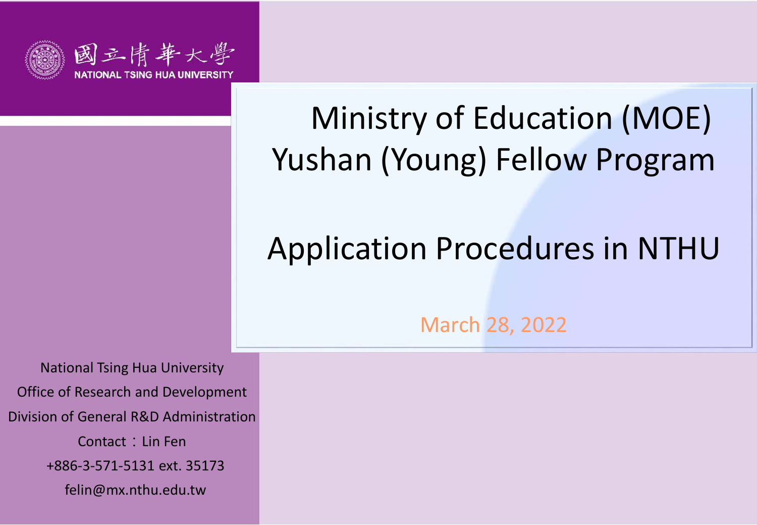國立清華大學
NATIONAL TSING HUA UNIVERSITY

# Ministry of Education (MOE) Yushan (Young) Fellow Program

# Application Procedures in NTHU

March 28, 2022

National Tsing Hua University

Office of Research and Development

Division of General R&D Administration

Contact：Lin Fen

+886-3-571-5131 ext. 35173

felin@mx.nthu.edu.tw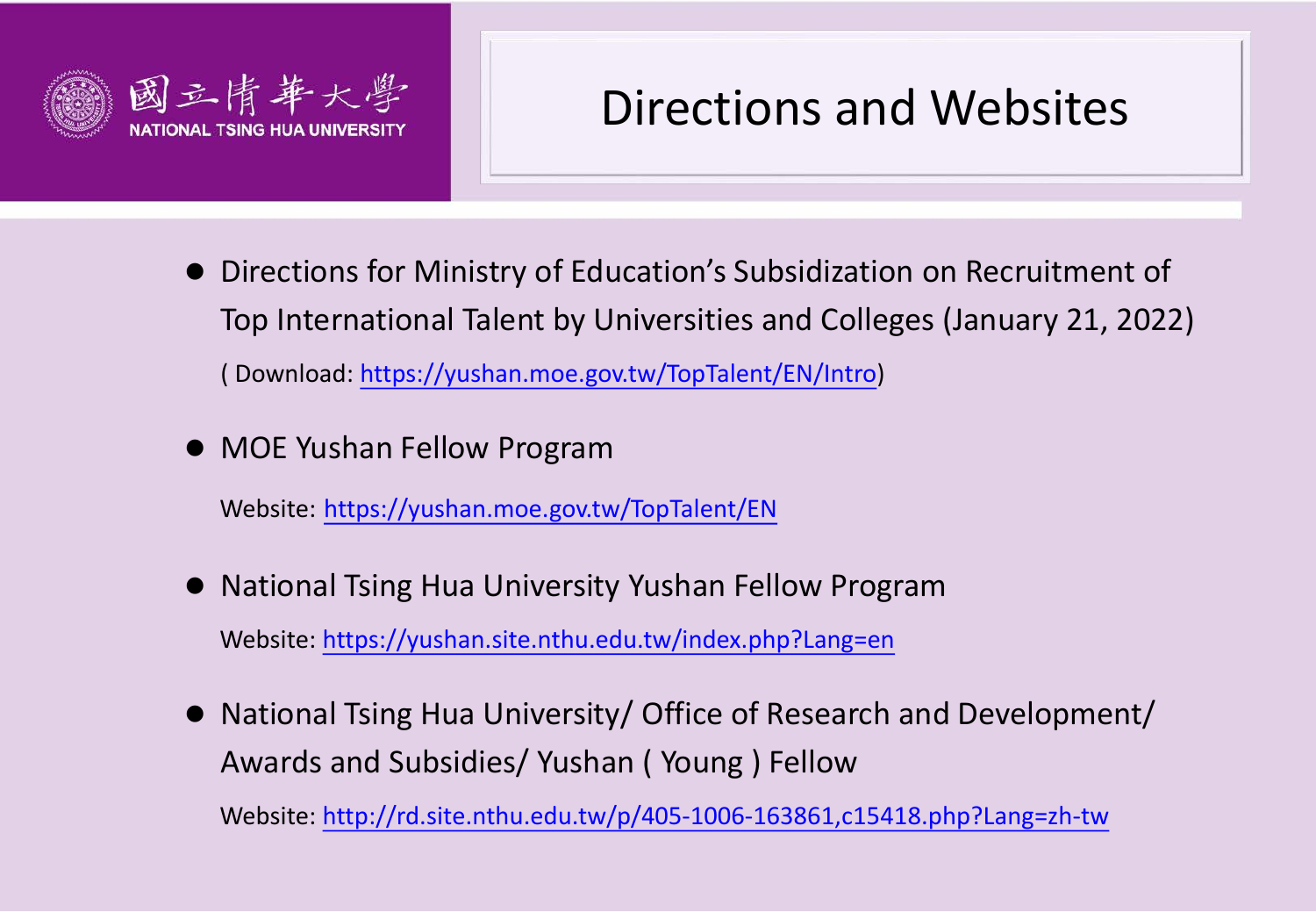# Directions and Websites

- Directions for Ministry of Education's Subsidization on Recruitment of Top International Talent by Universities and Colleges (January 21, 2022)

  ( Download: https://yushan.moe.gov.tw/TopTalent/EN/Intro)

- MOE Yushan Fellow Program

  Website: https://yushan.moe.gov.tw/TopTalent/EN

- National Tsing Hua University Yushan Fellow Program

  Website: https://yushan.site.nthu.edu.tw/index.php?Lang=en

- National Tsing Hua University/ Office of Research and Development/ Awards and Subsidies/ Yushan ( Young ) Fellow

  Website: http://rd.site.nthu.edu.tw/p/405-1006-163861,c15418.php?Lang=zh-tw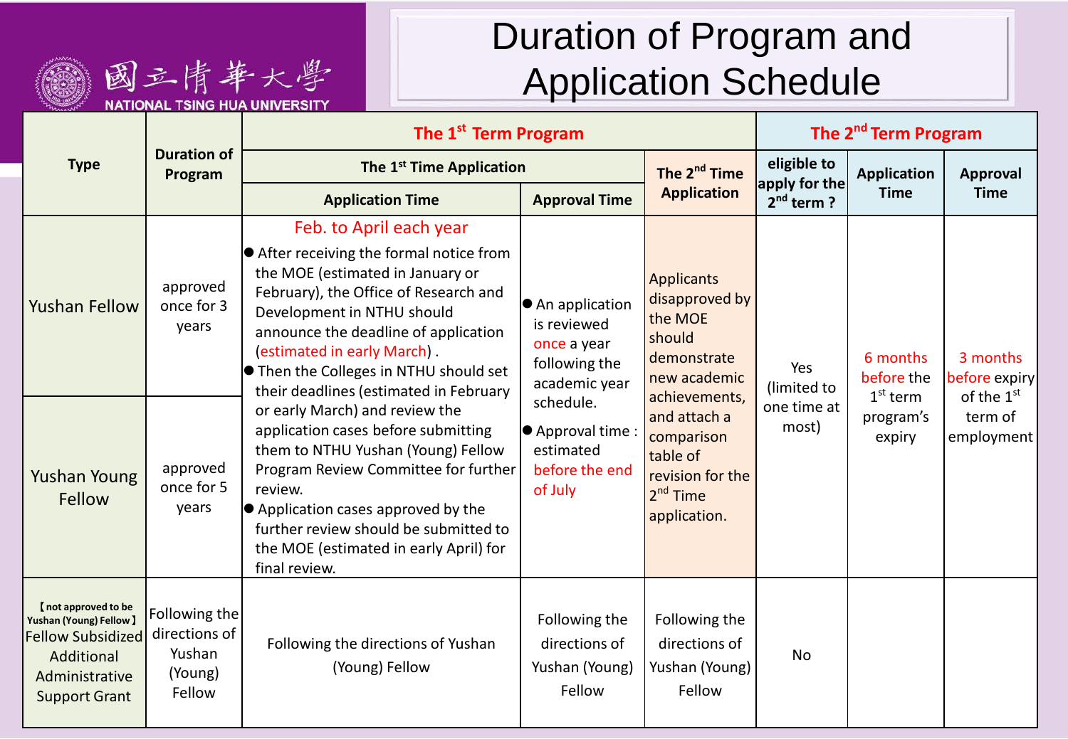# Duration of Program and Application Schedule

國立清華大學
NATIONAL TSING HUA UNIVERSITY

| Type | Duration of Program | The 1st Term Program | | | The 2nd Term Program | | |
|---|---|---|---|---|---|---|---|
| | | The 1st Time Application | | The 2nd Time Application | eligible to apply for the 2nd term ? | Application Time | Approval Time |
| | | Application Time | Approval Time | | | | |
| Yushan Fellow | approved once for 3 years | Feb. to April each year<br>● After receiving the formal notice from the MOE (estimated in January or February), the Office of Research and Development in NTHU should announce the deadline of application (estimated in early March) .<br>● Then the Colleges in NTHU should set their deadlines (estimated in February or early March) and review the application cases before submitting them to NTHU Yushan (Young) Fellow Program Review Committee for further review.<br>● Application cases approved by the further review should be submitted to the MOE (estimated in early April) for final review. | ● An application is reviewed once a year following the academic year schedule.<br>● Approval time : estimated before the end of July | Applicants disapproved by the MOE should demonstrate new academic achievements, and attach a comparison table of revision for the 2nd Time application. | Yes (limited to one time at most) | 6 months before the 1st term program's expiry | 3 months before expiry of the 1st term of employment |
| Yushan Young Fellow | approved once for 5 years | | | | | | |
| 【not approved to be Yushan (Young) Fellow】 Fellow Subsidized Additional Administrative Support Grant | Following the directions of Yushan (Young) Fellow | Following the directions of Yushan (Young) Fellow | Following the directions of Yushan (Young) Fellow | Following the directions of Yushan (Young) Fellow | No | | |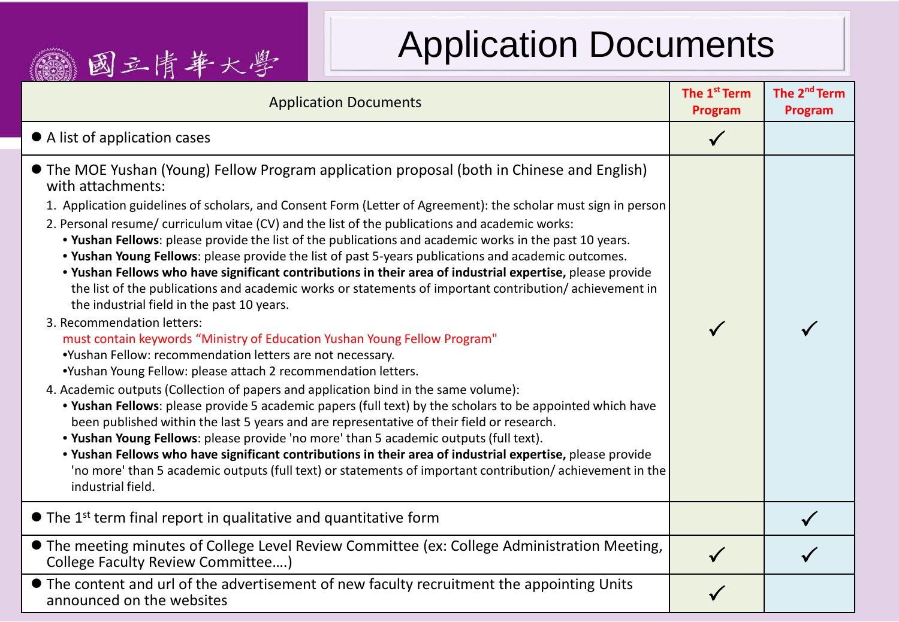# Application Documents

| Application Documents | The 1st Term Program | The 2nd Term Program |
|---|---|---|
| ● A list of application cases | ✓ | |
| ● The MOE Yushan (Young) Fellow Program application proposal (both in Chinese and English) with attachments:<br>1. Application guidelines of scholars, and Consent Form (Letter of Agreement): the scholar must sign in person<br>2. Personal resume/ curriculum vitae (CV) and the list of the publications and academic works:<br>• **Yushan Fellows**: please provide the list of the publications and academic works in the past 10 years.<br>• **Yushan Young Fellows**: please provide the list of past 5-years publications and academic outcomes.<br>• **Yushan Fellows who have significant contributions in their area of industrial expertise,** please provide the list of the publications and academic works or statements of important contribution/ achievement in the industrial field in the past 10 years.<br>3. Recommendation letters:<br>must contain keywords "Ministry of Education Yushan Young Fellow Program"<br>•Yushan Fellow: recommendation letters are not necessary.<br>•Yushan Young Fellow: please attach 2 recommendation letters.<br>4. Academic outputs (Collection of papers and application bind in the same volume):<br>• **Yushan Fellows**: please provide 5 academic papers (full text) by the scholars to be appointed which have been published within the last 5 years and are representative of their field or research.<br>• **Yushan Young Fellows**: please provide 'no more' than 5 academic outputs (full text).<br>• **Yushan Fellows who have significant contributions in their area of industrial expertise,** please provide 'no more' than 5 academic outputs (full text) or statements of important contribution/ achievement in the industrial field. | ✓ | ✓ |
| ● The 1st term final report in qualitative and quantitative form | | ✓ |
| ● The meeting minutes of College Level Review Committee (ex: College Administration Meeting, College Faculty Review Committee….) | ✓ | ✓ |
| ● The content and url of the advertisement of new faculty recruitment the appointing Units announced on the websites | ✓ | |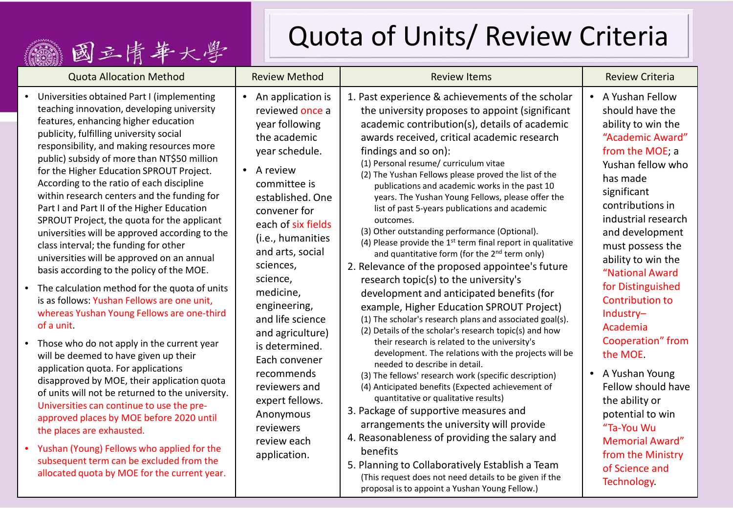# Quota of Units/ Review Criteria

國立清華大學

| Quota Allocation Method | Review Method | Review Items | Review Criteria |
|---|---|---|---|
| • Universities obtained Part I (implementing teaching innovation, developing university features, enhancing higher education publicity, fulfilling university social responsibility, and making resources more public) subsidy of more than NT$50 million for the Higher Education SPROUT Project. According to the ratio of each discipline within research centers and the funding for Part I and Part II of the Higher Education SPROUT Project, the quota for the applicant universities will be approved according to the class interval; the funding for other universities will be approved on an annual basis according to the policy of the MOE.<br>• The calculation method for the quota of units is as follows: Yushan Fellows are one unit, whereas Yushan Young Fellows are one-third of a unit.<br>• Those who do not apply in the current year will be deemed to have given up their application quota. For applications disapproved by MOE, their application quota of units will not be returned to the university. Universities can continue to use the pre-approved places by MOE before 2020 until the places are exhausted.<br>• Yushan (Young) Fellows who applied for the subsequent term can be excluded from the allocated quota by MOE for the current year. | • An application is reviewed once a year following the academic year schedule.<br>• A review committee is established. One convener for each of six fields (i.e., humanities and arts, social sciences, science, medicine, engineering, and life science and agriculture) is determined. Each convener recommends reviewers and expert fellows. Anonymous reviewers review each application. | 1. Past experience & achievements of the scholar the university proposes to appoint (significant academic contribution(s), details of academic awards received, critical academic research findings and so on):<br>(1) Personal resume/ curriculum vitae<br>(2) The Yushan Fellows please proved the list of the publications and academic works in the past 10 years. The Yushan Young Fellows, please offer the list of past 5-years publications and academic outcomes.<br>(3) Other outstanding performance (Optional).<br>(4) Please provide the 1st term final report in qualitative and quantitative form (for the 2nd term only)<br>2. Relevance of the proposed appointee's future research topic(s) to the university's development and anticipated benefits (for example, Higher Education SPROUT Project)<br>(1) The scholar's research plans and associated goal(s).<br>(2) Details of the scholar's research topic(s) and how their research is related to the university's development. The relations with the projects will be needed to describe in detail.<br>(3) The fellows' research work (specific description)<br>(4) Anticipated benefits (Expected achievement of quantitative or qualitative results)<br>3. Package of supportive measures and arrangements the university will provide<br>4. Reasonableness of providing the salary and benefits<br>5. Planning to Collaboratively Establish a Team<br>(This request does not need details to be given if the proposal is to appoint a Yushan Young Fellow.) | • A Yushan Fellow should have the ability to win the "Academic Award" from the MOE; a Yushan fellow who has made significant contributions in industrial research and development must possess the ability to win the "National Award for Distinguished Contribution to Industry–Academia Cooperation" from the MOE.<br>• A Yushan Young Fellow should have the ability or potential to win "Ta-You Wu Memorial Award" from the Ministry of Science and Technology. |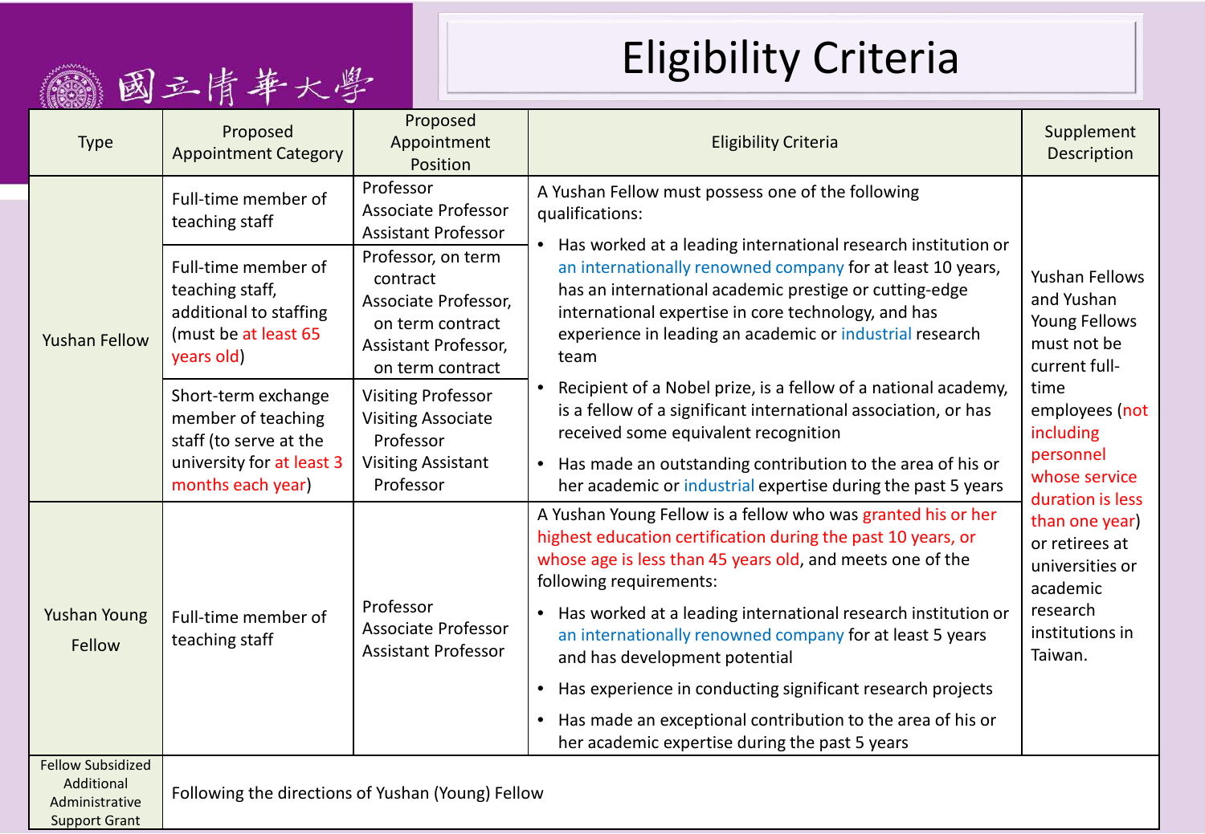國立清華大學

# Eligibility Criteria

| Type | Proposed Appointment Category | Proposed Appointment Position | Eligibility Criteria | Supplement Description |
|---|---|---|---|---|
| Yushan Fellow | Full-time member of teaching staff | Professor<br>Associate Professor<br>Assistant Professor | A Yushan Fellow must possess one of the following qualifications:<br>• Has worked at a leading international research institution or an internationally renowned company for at least 10 years, has an international academic prestige or cutting-edge international expertise in core technology, and has experience in leading an academic or industrial research team<br>• Recipient of a Nobel prize, is a fellow of a national academy, is a fellow of a significant international association, or has received some equivalent recognition<br>• Has made an outstanding contribution to the area of his or her academic or industrial expertise during the past 5 years | Yushan Fellows and Yushan Young Fellows must not be current full-time employees (not including personnel whose service duration is less than one year) or retirees at universities or academic research institutions in Taiwan. |
| | Full-time member of teaching staff, additional to staffing (must be at least 65 years old) | Professor, on term contract<br>Associate Professor, on term contract<br>Assistant Professor, on term contract | | |
| | Short-term exchange member of teaching staff (to serve at the university for at least 3 months each year) | Visiting Professor<br>Visiting Associate Professor<br>Visiting Assistant Professor | | |
| Yushan Young Fellow | Full-time member of teaching staff | Professor<br>Associate Professor<br>Assistant Professor | A Yushan Young Fellow is a fellow who was granted his or her highest education certification during the past 10 years, or whose age is less than 45 years old, and meets one of the following requirements:<br>• Has worked at a leading international research institution or an internationally renowned company for at least 5 years and has development potential<br>• Has experience in conducting significant research projects<br>• Has made an exceptional contribution to the area of his or her academic expertise during the past 5 years | |
| Fellow Subsidized Additional Administrative Support Grant | Following the directions of Yushan (Young) Fellow | | | |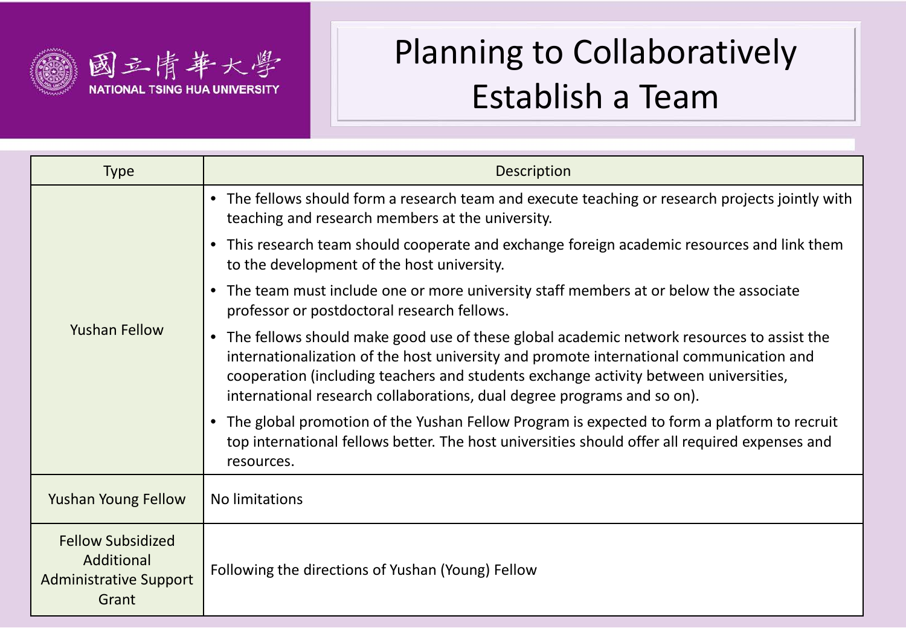# Planning to Collaboratively Establish a Team

| Type | Description |
| --- | --- |
| Yushan Fellow | • The fellows should form a research team and execute teaching or research projects jointly with teaching and research members at the university.<br>• This research team should cooperate and exchange foreign academic resources and link them to the development of the host university.<br>• The team must include one or more university staff members at or below the associate professor or postdoctoral research fellows.<br>• The fellows should make good use of these global academic network resources to assist the internationalization of the host university and promote international communication and cooperation (including teachers and students exchange activity between universities, international research collaborations, dual degree programs and so on).<br>• The global promotion of the Yushan Fellow Program is expected to form a platform to recruit top international fellows better. The host universities should offer all required expenses and resources. |
| Yushan Young Fellow | No limitations |
| Fellow Subsidized Additional Administrative Support Grant | Following the directions of Yushan (Young) Fellow |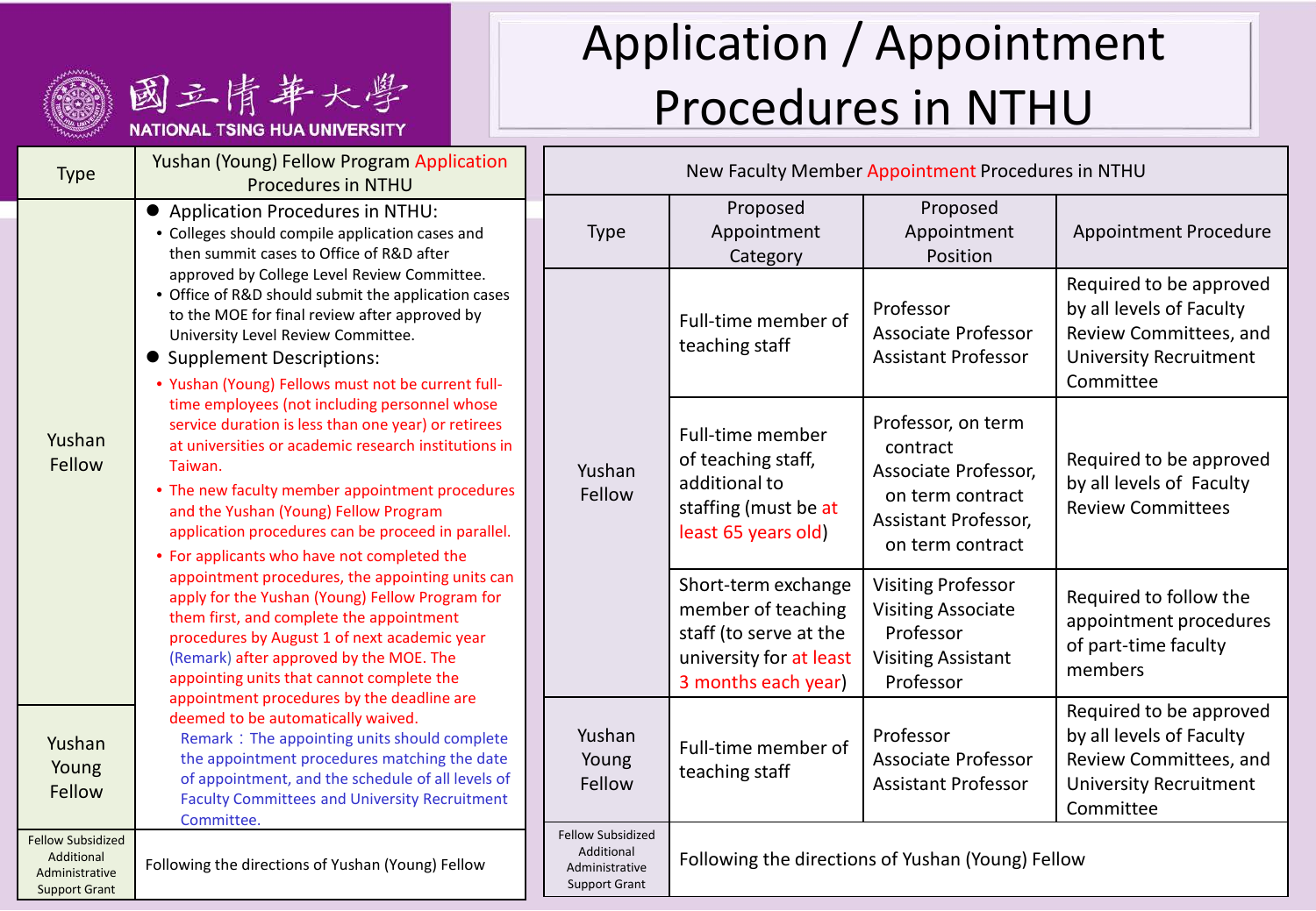# Application / Appointment Procedures in NTHU

國立清華大學 NATIONAL TSING HUA UNIVERSITY

| Type | Yushan (Young) Fellow Program Application Procedures in NTHU |
|---|---|
| Yushan Fellow / Yushan Young Fellow | ● Application Procedures in NTHU:<br>• Colleges should compile application cases and then summit cases to Office of R&D after approved by College Level Review Committee.<br>• Office of R&D should submit the application cases to the MOE for final review after approved by University Level Review Committee.<br>● Supplement Descriptions:<br>• Yushan (Young) Fellows must not be current full-time employees (not including personnel whose service duration is less than one year) or retirees at universities or academic research institutions in Taiwan.<br>• The new faculty member appointment procedures and the Yushan (Young) Fellow Program application procedures can be proceed in parallel.<br>• For applicants who have not completed the appointment procedures, the appointing units can apply for the Yushan (Young) Fellow Program for them first, and complete the appointment procedures by August 1 of next academic year (Remark) after approved by the MOE. The appointing units that cannot complete the appointment procedures by the deadline are deemed to be automatically waived.<br>Remark：The appointing units should complete the appointment procedures matching the date of appointment, and the schedule of all levels of Faculty Committees and University Recruitment Committee. |
| Fellow Subsidized Additional Administrative Support Grant | Following the directions of Yushan (Young) Fellow |

**New Faculty Member Appointment Procedures in NTHU**

| Type | Proposed Appointment Category | Proposed Appointment Position | Appointment Procedure |
|---|---|---|---|
| Yushan Fellow | Full-time member of teaching staff | Professor<br>Associate Professor<br>Assistant Professor | Required to be approved by all levels of Faculty Review Committees, and University Recruitment Committee |
| | Full-time member of teaching staff, additional to staffing (must be at least 65 years old) | Professor, on term contract<br>Associate Professor, on term contract<br>Assistant Professor, on term contract | Required to be approved by all levels of Faculty Review Committees |
| | Short-term exchange member of teaching staff (to serve at the university for at least 3 months each year) | Visiting Professor<br>Visiting Associate Professor<br>Visiting Assistant Professor | Required to follow the appointment procedures of part-time faculty members |
| Yushan Young Fellow | Full-time member of teaching staff | Professor<br>Associate Professor<br>Assistant Professor | Required to be approved by all levels of Faculty Review Committees, and University Recruitment Committee |
| Fellow Subsidized Additional Administrative Support Grant | Following the directions of Yushan (Young) Fellow | | |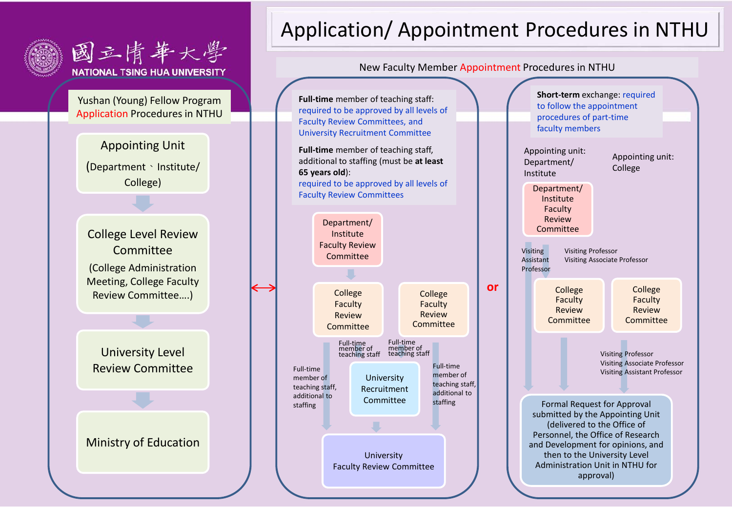國立清華大學
NATIONAL TSING HUA UNIVERSITY

# Application/ Appointment Procedures in NTHU

## Yushan (Young) Fellow Program Application Procedures in NTHU

1. Appointing Unit (Department、Institute/ College)
2. College Level Review Committee (College Administration Meeting, College Faculty Review Committee….)
3. University Level Review Committee
4. Ministry of Education

## New Faculty Member Appointment Procedures in NTHU

**Full-time** member of teaching staff: required to be approved by all levels of Faculty Review Committees, and University Recruitment Committee

**Full-time** member of teaching staff, additional to staffing (must be **at least 65 years old**): required to be approved by all levels of Faculty Review Committees

- Department/ Institute Faculty Review Committee
- College Faculty Review Committee
  - Full-time member of teaching staff → University Recruitment Committee → University Faculty Review Committee
  - Full-time member of teaching staff, additional to staffing → University Faculty Review Committee
- College Faculty Review Committee
  - Full-time member of teaching staff → University Recruitment Committee → University Faculty Review Committee
  - Full-time member of teaching staff, additional to staffing → University Faculty Review Committee

or

**Short-term** exchange: required to follow the appointment procedures of part-time faculty members

Appointing unit: Department/ Institute

- Department/ Institute Faculty Review Committee
  - Visiting Assistant Professor → Formal Request for Approval
  - Visiting Professor, Visiting Associate Professor → College Faculty Review Committee → Formal Request for Approval

Appointing unit: College

- College Faculty Review Committee
  - Visiting Professor, Visiting Associate Professor, Visiting Assistant Professor → Formal Request for Approval

Formal Request for Approval submitted by the Appointing Unit (delivered to the Office of Personnel, the Office of Research and Development for opinions, and then to the University Level Administration Unit in NTHU for approval)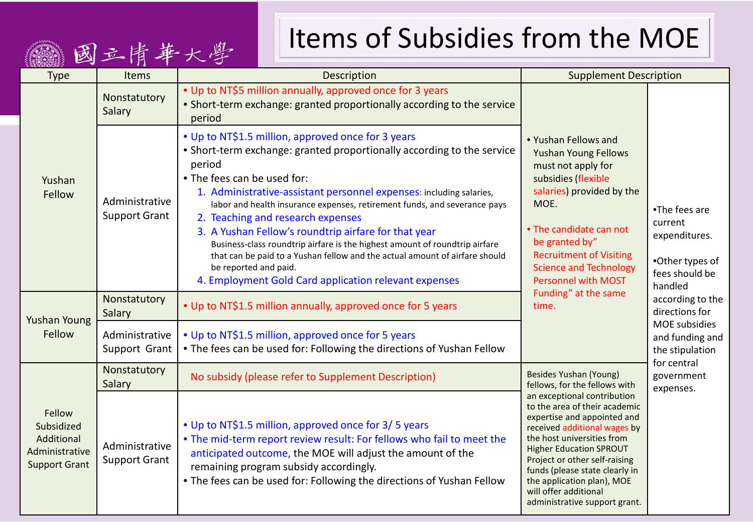# Items of Subsidies from the MOE

| Type | Items | Description | Supplement Description | |
|---|---|---|---|---|
| Yushan Fellow | Nonstatutory Salary | • Up to NT$5 million annually, approved once for 3 years<br>• Short-term exchange: granted proportionally according to the service period | • Yushan Fellows and Yushan Young Fellows must not apply for subsidies (flexible salaries) provided by the MOE.<br><br>• The candidate can not be granted by" Recruitment of Visiting Science and Technology Personnel with MOST Funding" at the same time. | •The fees are current expenditures.<br><br>•Other types of fees should be handled according to the directions for MOE subsidies and funding and the stipulation for central government expenses. |
| | Administrative Support Grant | • Up to NT$1.5 million, approved once for 3 years<br>• Short-term exchange: granted proportionally according to the service period<br>• The fees can be used for:<br>1. Administrative-assistant personnel expenses: including salaries, labor and health insurance expenses, retirement funds, and severance pays<br>2. Teaching and research expenses<br>3. A Yushan Fellow's roundtrip airfare for that year<br>Business-class roundtrip airfare is the highest amount of roundtrip airfare that can be paid to a Yushan fellow and the actual amount of airfare should be reported and paid.<br>4. Employment Gold Card application relevant expenses | | |
| Yushan Young Fellow | Nonstatutory Salary | • Up to NT$1.5 million annually, approved once for 5 years | | |
| | Administrative Support Grant | • Up to NT$1.5 million, approved once for 5 years<br>• The fees can be used for: Following the directions of Yushan Fellow | | |
| Fellow Subsidized Additional Administrative Support Grant | Nonstatutory Salary | No subsidy (please refer to Supplement Description) | Besides Yushan (Young) fellows, for the fellows with an exceptional contribution to the area of their academic expertise and appointed and received additional wages by the host universities from the Higher Education SPROUT Project or other self-raising funds (please state clearly in the application plan), MOE will offer additional administrative support grant. | |
| | Administrative Support Grant | • Up to NT$1.5 million, approved once for 3/ 5 years<br>• The mid-term report review result: For fellows who fail to meet the anticipated outcome, the MOE will adjust the amount of the remaining program subsidy accordingly.<br>• The fees can be used for: Following the directions of Yushan Fellow | | |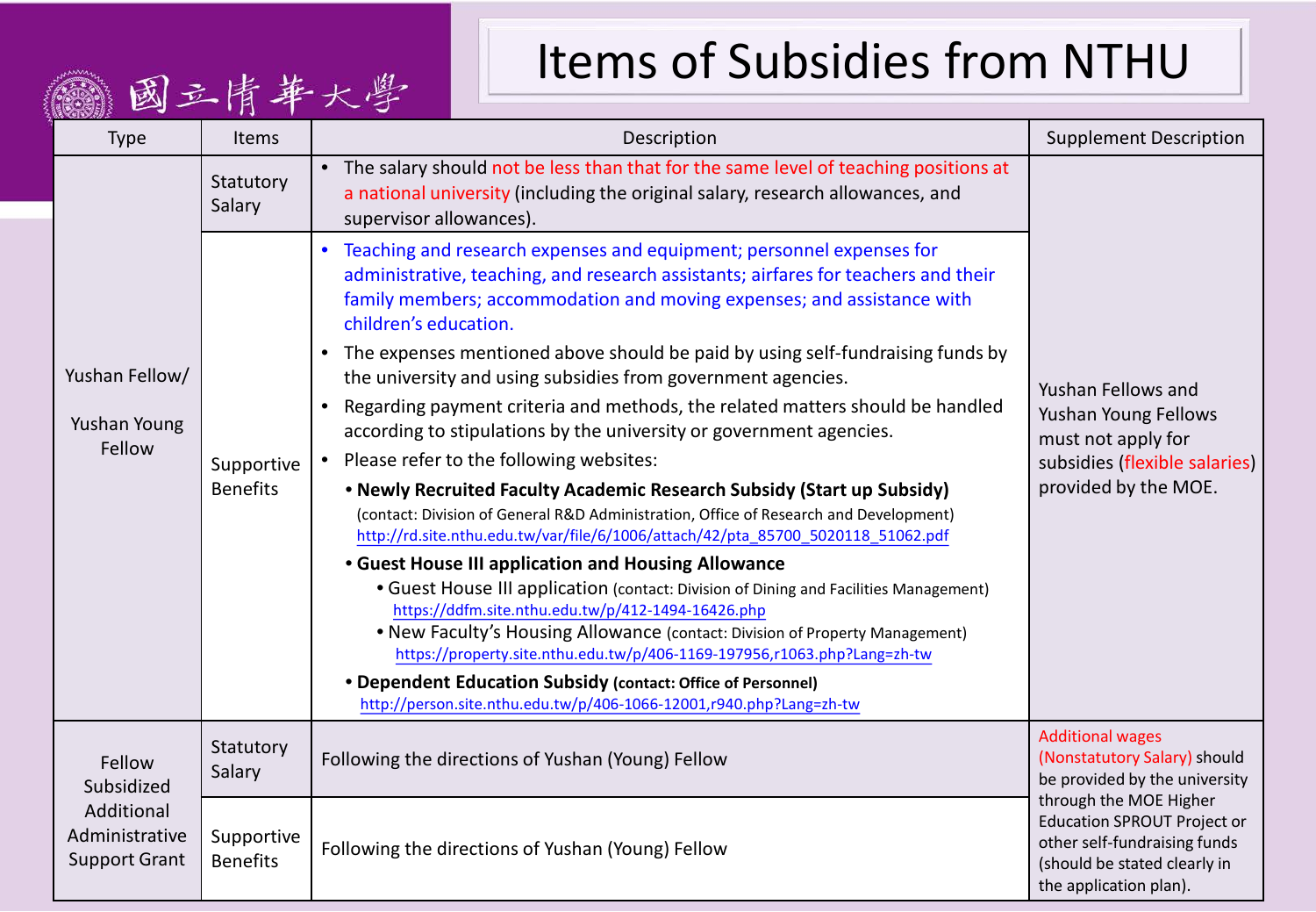# Items of Subsidies from NTHU

國立清華大學

| Type | Items | Description | Supplement Description |
|---|---|---|---|
| Yushan Fellow/ Yushan Young Fellow | Statutory Salary | • The salary should not be less than that for the same level of teaching positions at a national university (including the original salary, research allowances, and supervisor allowances). | Yushan Fellows and Yushan Young Fellows must not apply for subsidies (flexible salaries) provided by the MOE. |
| | Supportive Benefits | • Teaching and research expenses and equipment; personnel expenses for administrative, teaching, and research assistants; airfares for teachers and their family members; accommodation and moving expenses; and assistance with children's education.<br>• The expenses mentioned above should be paid by using self-fundraising funds by the university and using subsidies from government agencies.<br>• Regarding payment criteria and methods, the related matters should be handled according to stipulations by the university or government agencies.<br>• Please refer to the following websites:<br>• **Newly Recruited Faculty Academic Research Subsidy (Start up Subsidy)** (contact: Division of General R&D Administration, Office of Research and Development) http://rd.site.nthu.edu.tw/var/file/6/1006/attach/42/pta_85700_5020118_51062.pdf<br>• **Guest House III application and Housing Allowance**<br>• Guest House III application (contact: Division of Dining and Facilities Management) https://ddfm.site.nthu.edu.tw/p/412-1494-16426.php<br>• New Faculty's Housing Allowance (contact: Division of Property Management) https://property.site.nthu.edu.tw/p/406-1169-197956,r1063.php?Lang=zh-tw<br>• **Dependent Education Subsidy (contact: Office of Personnel)** http://person.site.nthu.edu.tw/p/406-1066-12001,r940.php?Lang=zh-tw | |
| Fellow Subsidized Additional Administrative Support Grant | Statutory Salary | Following the directions of Yushan (Young) Fellow | Additional wages (Nonstatutory Salary) should be provided by the university through the MOE Higher Education SPROUT Project or other self-fundraising funds (should be stated clearly in the application plan). |
| | Supportive Benefits | Following the directions of Yushan (Young) Fellow | |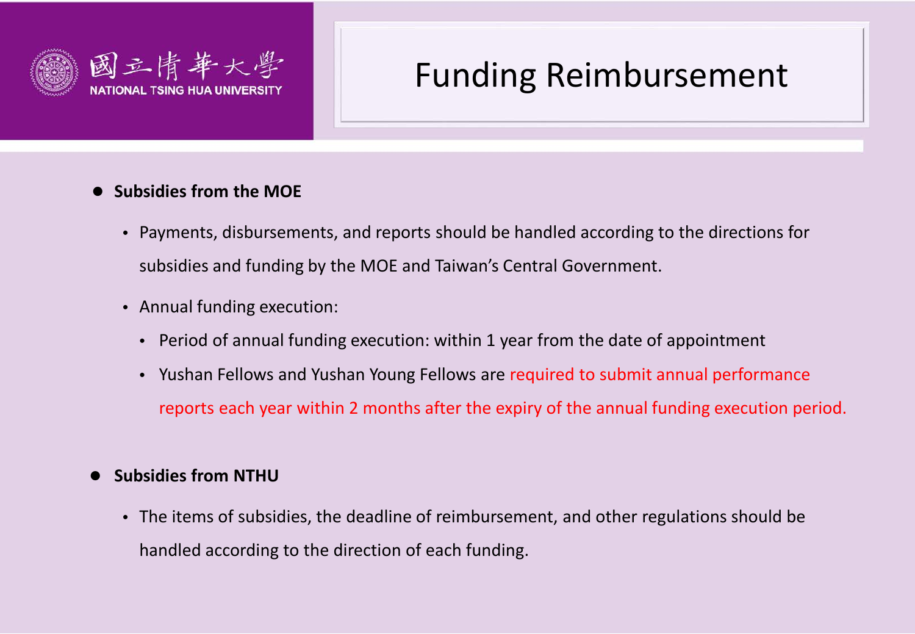# Funding Reimbursement

- **Subsidies from the MOE**
  - Payments, disbursements, and reports should be handled according to the directions for subsidies and funding by the MOE and Taiwan's Central Government.
  - Annual funding execution:
    - Period of annual funding execution: within 1 year from the date of appointment
    - Yushan Fellows and Yushan Young Fellows are required to submit annual performance reports each year within 2 months after the expiry of the annual funding execution period.

- **Subsidies from NTHU**
  - The items of subsidies, the deadline of reimbursement, and other regulations should be handled according to the direction of each funding.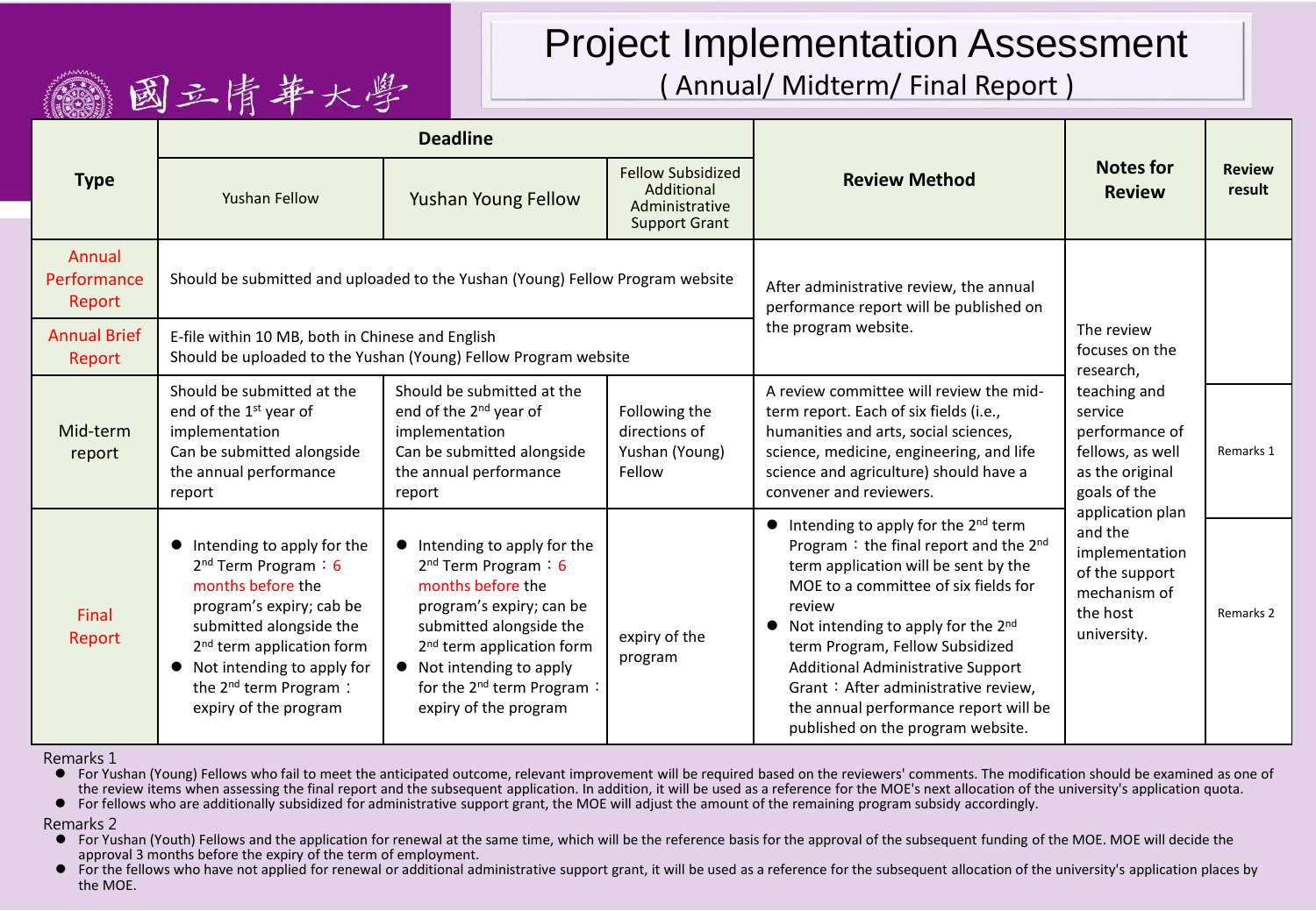國立清華大學

# Project Implementation Assessment

( Annual/ Midterm/ Final Report )

| Type | Deadline | | | Review Method | Notes for Review | Review result |
|---|---|---|---|---|---|---|
| | Yushan Fellow | Yushan Young Fellow | Fellow Subsidized Additional Administrative Support Grant | | | |
| Annual Performance Report | Should be submitted and uploaded to the Yushan (Young) Fellow Program website | | | After administrative review, the annual performance report will be published on the program website. | The review focuses on the research, teaching and service performance of fellows, as well as the original goals of the application plan and the implementation of the support mechanism of the host university. | |
| Annual Brief Report | E-file within 10 MB, both in Chinese and English<br>Should be uploaded to the Yushan (Young) Fellow Program website | | | | | |
| Mid-term report | Should be submitted at the end of the 1st year of implementation<br>Can be submitted alongside the annual performance report | Should be submitted at the end of the 2nd year of implementation<br>Can be submitted alongside the annual performance report | Following the directions of Yushan (Young) Fellow | A review committee will review the mid-term report. Each of six fields (i.e., humanities and arts, social sciences, science, medicine, engineering, and life science and agriculture) should have a convener and reviewers. | | Remarks 1 |
| Final Report | ● Intending to apply for the 2nd Term Program：6 months before the program's expiry; cab be submitted alongside the 2nd term application form<br>● Not intending to apply for the 2nd term Program：expiry of the program | ● Intending to apply for the 2nd Term Program：6 months before the program's expiry; can be submitted alongside the 2nd term application form<br>● Not intending to apply for the 2nd term Program：expiry of the program | expiry of the program | ● Intending to apply for the 2nd term Program：the final report and the 2nd term application will be sent by the MOE to a committee of six fields for review<br>● Not intending to apply for the 2nd term Program, Fellow Subsidized Additional Administrative Support Grant：After administrative review, the annual performance report will be published on the program website. | | Remarks 2 |

Remarks 1

- For Yushan (Young) Fellows who fail to meet the anticipated outcome, relevant improvement will be required based on the reviewers' comments. The modification should be examined as one of the review items when assessing the final report and the subsequent application. In addition, it will be used as a reference for the MOE's next allocation of the university's application quota.
- For fellows who are additionally subsidized for administrative support grant, the MOE will adjust the amount of the remaining program subsidy accordingly.

Remarks 2

- For Yushan (Youth) Fellows and the application for renewal at the same time, which will be the reference basis for the approval of the subsequent funding of the MOE. MOE will decide the approval 3 months before the expiry of the term of employment.
- For the fellows who have not applied for renewal or additional administrative support grant, it will be used as a reference for the subsequent allocation of the university's application places by the MOE.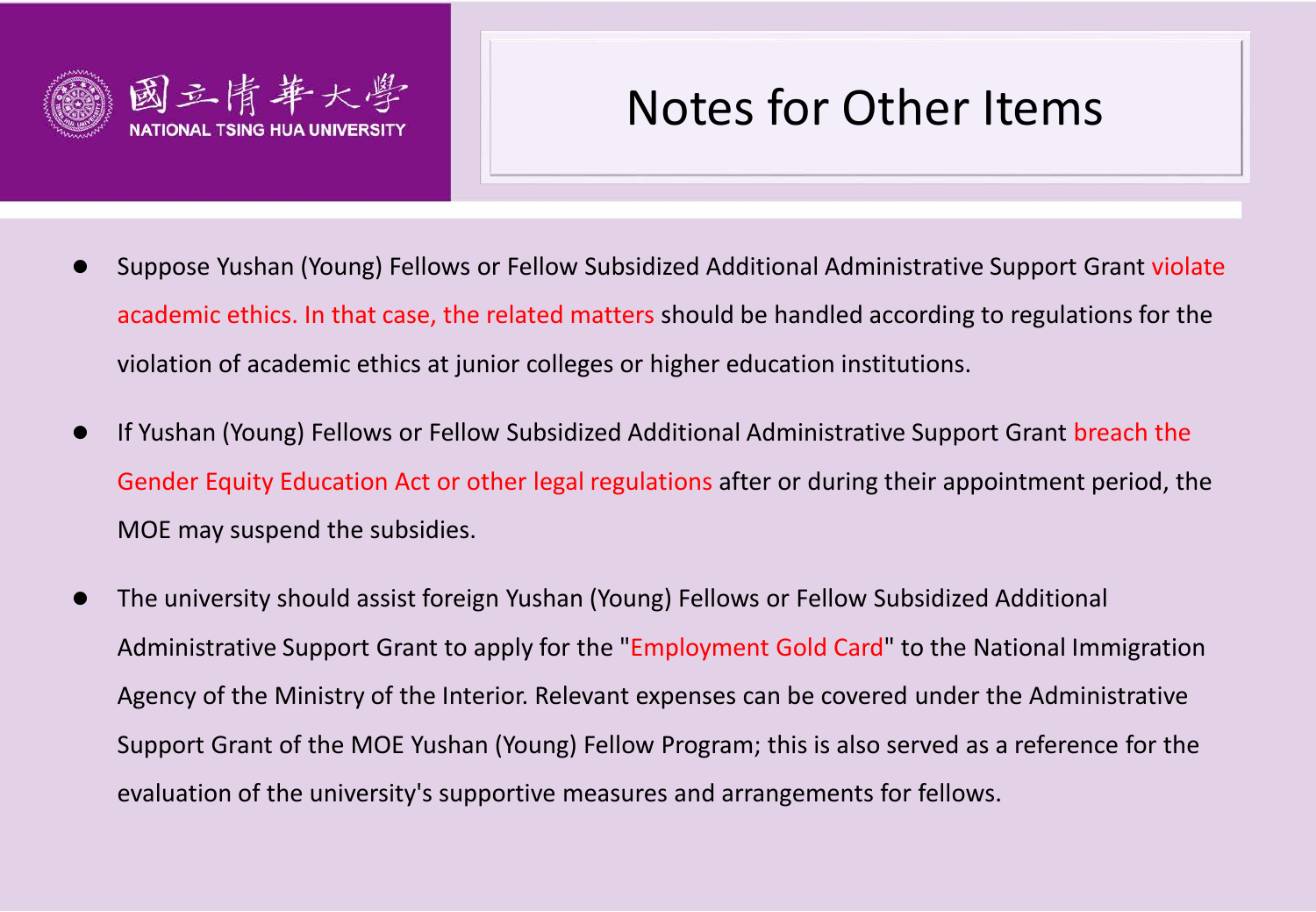# Notes for Other Items

- Suppose Yushan (Young) Fellows or Fellow Subsidized Additional Administrative Support Grant violate academic ethics. In that case, the related matters should be handled according to regulations for the violation of academic ethics at junior colleges or higher education institutions.
- If Yushan (Young) Fellows or Fellow Subsidized Additional Administrative Support Grant breach the Gender Equity Education Act or other legal regulations after or during their appointment period, the MOE may suspend the subsidies.
- The university should assist foreign Yushan (Young) Fellows or Fellow Subsidized Additional Administrative Support Grant to apply for the "Employment Gold Card" to the National Immigration Agency of the Ministry of the Interior. Relevant expenses can be covered under the Administrative Support Grant of the MOE Yushan (Young) Fellow Program; this is also served as a reference for the evaluation of the university's supportive measures and arrangements for fellows.